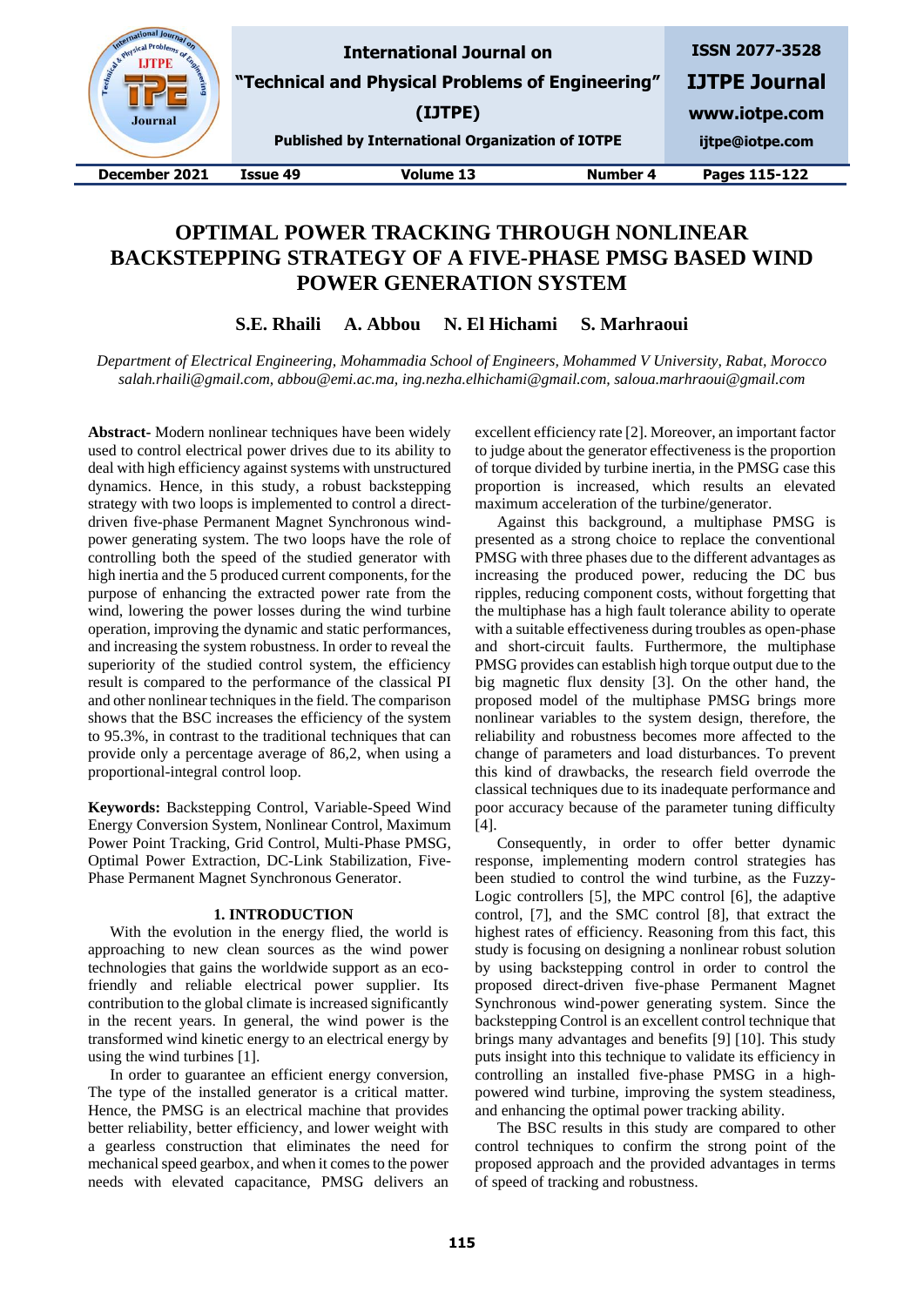# OPTIMAL POWER TRACKING THROUGH NONLINEAR BACKSTEPPING STRATEGY OF A FIVE-PHASE PMSG BASED WIND POWER GENERATION SYSTEM

**S.E. Rhaili A. Abbou N. El Hichami S. Marhraoui**

*Department of Electrical Engineering, Mohammadia School of Engineers, Mohammed V University, Rabat, Morocco*
*salah.rhaili@gmail.com, abbou@emi.ac.ma, ing.nezha.elhichami@gmail.com, saloua.marhraoui@gmail.com*

**Abstract-** Modern nonlinear techniques have been widely used to control electrical power drives due to its ability to deal with high efficiency against systems with unstructured dynamics. Hence, in this study, a robust backstepping strategy with two loops is implemented to control a direct-driven five-phase Permanent Magnet Synchronous wind-power generating system. The two loops have the role of controlling both the speed of the studied generator with high inertia and the 5 produced current components, for the purpose of enhancing the extracted power rate from the wind, lowering the power losses during the wind turbine operation, improving the dynamic and static performances, and increasing the system robustness. In order to reveal the superiority of the studied control system, the efficiency result is compared to the performance of the classical PI and other nonlinear techniques in the field. The comparison shows that the BSC increases the efficiency of the system to 95.3%, in contrast to the traditional techniques that can provide only a percentage average of 86,2, when using a proportional-integral control loop.

**Keywords:** Backstepping Control, Variable-Speed Wind Energy Conversion System, Nonlinear Control, Maximum Power Point Tracking, Grid Control, Multi-Phase PMSG, Optimal Power Extraction, DC-Link Stabilization, Five-Phase Permanent Magnet Synchronous Generator.

## 1. INTRODUCTION

With the evolution in the energy flied, the world is approaching to new clean sources as the wind power technologies that gains the worldwide support as an eco-friendly and reliable electrical power supplier. Its contribution to the global climate is increased significantly in the recent years. In general, the wind power is the transformed wind kinetic energy to an electrical energy by using the wind turbines [1].

In order to guarantee an efficient energy conversion, The type of the installed generator is a critical matter. Hence, the PMSG is an electrical machine that provides better reliability, better efficiency, and lower weight with a gearless construction that eliminates the need for mechanical speed gearbox, and when it comes to the power needs with elevated capacitance, PMSG delivers an excellent efficiency rate [2]. Moreover, an important factor to judge about the generator effectiveness is the proportion of torque divided by turbine inertia, in the PMSG case this proportion is increased, which results an elevated maximum acceleration of the turbine/generator.

Against this background, a multiphase PMSG is presented as a strong choice to replace the conventional PMSG with three phases due to the different advantages as increasing the produced power, reducing the DC bus ripples, reducing component costs, without forgetting that the multiphase has a high fault tolerance ability to operate with a suitable effectiveness during troubles as open-phase and short-circuit faults. Furthermore, the multiphase PMSG provides can establish high torque output due to the big magnetic flux density [3]. On the other hand, the proposed model of the multiphase PMSG brings more nonlinear variables to the system design, therefore, the reliability and robustness becomes more affected to the change of parameters and load disturbances. To prevent this kind of drawbacks, the research field overrode the classical techniques due to its inadequate performance and poor accuracy because of the parameter tuning difficulty [4].

Consequently, in order to offer better dynamic response, implementing modern control strategies has been studied to control the wind turbine, as the Fuzzy-Logic controllers [5], the MPC control [6], the adaptive control, [7], and the SMC control [8], that extract the highest rates of efficiency. Reasoning from this fact, this study is focusing on designing a nonlinear robust solution by using backstepping control in order to control the proposed direct-driven five-phase Permanent Magnet Synchronous wind-power generating system. Since the backstepping Control is an excellent control technique that brings many advantages and benefits [9] [10]. This study puts insight into this technique to validate its efficiency in controlling an installed five-phase PMSG in a high-powered wind turbine, improving the system steadiness, and enhancing the optimal power tracking ability.

The BSC results in this study are compared to other control techniques to confirm the strong point of the proposed approach and the provided advantages in terms of speed of tracking and robustness.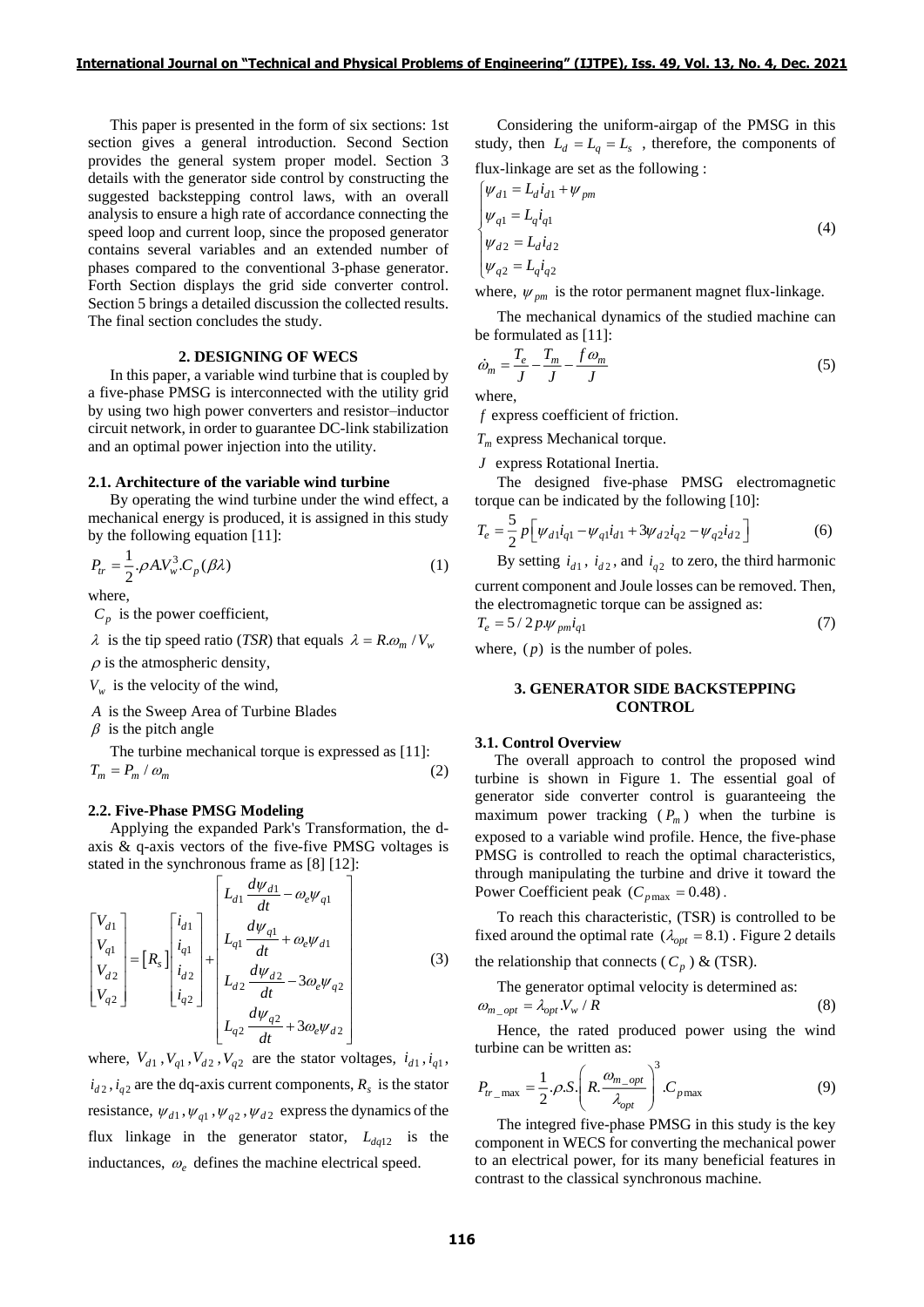This paper is presented in the form of six sections: 1st section gives a general introduction. Second Section provides the general system proper model. Section 3 details with the generator side control by constructing the suggested backstepping control laws, with an overall analysis to ensure a high rate of accordance connecting the speed loop and current loop, since the proposed generator contains several variables and an extended number of phases compared to the conventional 3-phase generator. Forth Section displays the grid side converter control. Section 5 brings a detailed discussion the collected results. The final section concludes the study.

## 2. DESIGNING OF WECS

In this paper, a variable wind turbine that is coupled by a five-phase PMSG is interconnected with the utility grid by using two high power converters and resistor–inductor circuit network, in order to guarantee DC-link stabilization and an optimal power injection into the utility.

### 2.1. Architecture of the variable wind turbine

By operating the wind turbine under the wind effect, a mechanical energy is produced, it is assigned in this study by the following equation [11]:

$$P_{tr} = \frac{1}{2}.\rho A V_w^3 . C_p(\beta\lambda) \tag{1}$$

where,

$C_p$ is the power coefficient,

$\lambda$ is the tip speed ratio (*TSR*) that equals $\lambda = R.\omega_m / V_w$

$\rho$ is the atmospheric density,

$V_w$ is the velocity of the wind,

$A$ is the Sweep Area of Turbine Blades

$\beta$ is the pitch angle

The turbine mechanical torque is expressed as [11]:

$$T_m = P_m / \omega_m \tag{2}$$

### 2.2. Five-Phase PMSG Modeling

Applying the expanded Park's Transformation, the d-axis & q-axis vectors of the five-five PMSG voltages is stated in the synchronous frame as [8] [12]:

$$\begin{bmatrix} V_{d1} \\ V_{q1} \\ V_{d2} \\ V_{q2} \end{bmatrix} = \left[R_s\right] \begin{bmatrix} i_{d1} \\ i_{q1} \\ i_{d2} \\ i_{q2} \end{bmatrix} + \begin{bmatrix} L_{d1}\dfrac{d\psi_{d1}}{dt} - \omega_e \psi_{q1} \\ L_{q1}\dfrac{d\psi_{q1}}{dt} + \omega_e \psi_{d1} \\ L_{d2}\dfrac{d\psi_{d2}}{dt} - 3\omega_e \psi_{q2} \\ L_{q2}\dfrac{d\psi_{q2}}{dt} + 3\omega_e \psi_{d2} \end{bmatrix} \tag{3}$$

where, $V_{d1}, V_{q1}, V_{d2}, V_{q2}$ are the stator voltages, $i_{d1}, i_{q1}, i_{d2}, i_{q2}$ are the dq-axis current components, $R_s$ is the stator resistance, $\psi_{d1}, \psi_{q1}, \psi_{q2}, \psi_{d2}$ express the dynamics of the flux linkage in the generator stator, $L_{dq12}$ is the inductances, $\omega_e$ defines the machine electrical speed.

Considering the uniform-airgap of the PMSG in this study, then $L_d = L_q = L_s$ , therefore, the components of flux-linkage are set as the following :

$$\begin{cases} \psi_{d1} = L_d i_{d1} + \psi_{pm} \\ \psi_{q1} = L_q i_{q1} \\ \psi_{d2} = L_d i_{d2} \\ \psi_{q2} = L_q i_{q2} \end{cases} \tag{4}$$

where, $\psi_{pm}$ is the rotor permanent magnet flux-linkage.

The mechanical dynamics of the studied machine can be formulated as [11]:

$$\dot{\omega}_m = \frac{T_e}{J} - \frac{T_m}{J} - \frac{f\omega_m}{J} \tag{5}$$

where,

$f$ express coefficient of friction.

$T_m$ express Mechanical torque.

$J$ express Rotational Inertia.

The designed five-phase PMSG electromagnetic torque can be indicated by the following [10]:

$$T_e = \frac{5}{2}p\left[\psi_{d1} i_{q1} - \psi_{q1} i_{d1} + 3\psi_{d2} i_{q2} - \psi_{q2} i_{d2}\right] \tag{6}$$

By setting $i_{d1}$, $i_{d2}$, and $i_{q2}$ to zero, the third harmonic current component and Joule losses can be removed. Then, the electromagnetic torque can be assigned as:

$$T_e = 5/2\, p.\psi_{pm} i_{q1} \tag{7}$$

where, $(p)$ is the number of poles.

## 3. GENERATOR SIDE BACKSTEPPING CONTROL

### 3.1. Control Overview

The overall approach to control the proposed wind turbine is shown in Figure 1. The essential goal of generator side converter control is guaranteeing the maximum power tracking ($P_m$) when the turbine is exposed to a variable wind profile. Hence, the five-phase PMSG is controlled to reach the optimal characteristics, through manipulating the turbine and drive it toward the Power Coefficient peak ($C_{p\max} = 0.48$).

To reach this characteristic, (TSR) is controlled to be fixed around the optimal rate ($\lambda_{opt} = 8.1$). Figure 2 details the relationship that connects ($C_p$) & (TSR).

The generator optimal velocity is determined as:

$$\omega_{m\_opt} = \lambda_{opt}.V_w / R \tag{8}$$

Hence, the rated produced power using the wind turbine can be written as:

$$P_{tr\_\max} = \frac{1}{2}.\rho.S.\left(R.\frac{\omega_{m\_opt}}{\lambda_{opt}}\right)^3 .C_{p\max} \tag{9}$$

The integred five-phase PMSG in this study is the key component in WECS for converting the mechanical power to an electrical power, for its many beneficial features in contrast to the classical synchronous machine.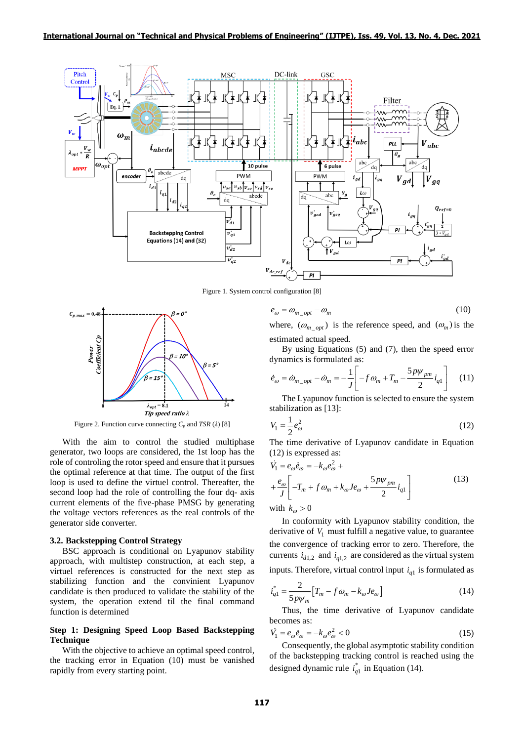Figure 1. System control configuration [8]

Figure 2. Function curve connecting $C_p$ and TSR ($\lambda$) [8]

With the aim to control the studied multiphase generator, two loops are considered, the 1st loop has the role of controling the rotor speed and ensure that it pursues the optimal reference at that time. The output of the first loop is used to define the virtuel control. Thereafter, the second loop had the role of controlling the four dq- axis current elements of the five-phase PMSG by generating the voltage vectors references as the real controls of the generator side converter.

### 3.2. Backstepping Control Strategy

BSC approach is conditional on Lyapunov stability approach, with multistep construction, at each step, a virtuel references is constructed for the next step as stabilizing function and the convinient Lyapunov candidate is then produced to validate the stability of the system, the operation extend til the final command function is determined

**Step 1: Designing Speed Loop Based Backstepping Technique**

With the objective to achieve an optimal speed control, the tracking error in Equation (10) must be vanished rapidly from every starting point.

$$e_\omega = \omega_{m\_opt} - \omega_m \tag{10}$$

where, ($\omega_{m\_opt}$) is the reference speed, and ($\omega_m$) is the estimated actual speed.

By using Equations (5) and (7), then the speed error dynamics is formulated as:

$$\dot{e}_\omega = \dot{\omega}_{m\_opt} - \dot{\omega}_m = -\frac{1}{J}\left[-f\,\omega_m + T_m - \frac{5p\psi_{pm}}{2} i_{q1}\right] \tag{11}$$

The Lyapunov function is selected to ensure the system stabilization as [13]:

$$V_1 = \frac{1}{2} e_\omega^2 \tag{12}$$

The time derivative of Lyapunov candidate in Equation (12) is expressed as:

$$\dot{V}_1 = e_\omega \dot{e}_\omega = -k_\omega e_\omega^2 + \\ + \frac{e_\omega}{J}\left[-T_m + f\,\omega_m + k_\omega J e_\omega + \frac{5p\psi_{pm}}{2} i_{q1}\right] \tag{13}$$

with $k_\omega > 0$

In conformity with Lyapunov stability condition, the derivative of $V_1$ must fulfill a negative value, to guarantee the convergence of tracking error to zero. Therefore, the currents $i_{d1,2}$ and $i_{q1,2}$ are considered as the virtual system inputs. Therefore, virtual control input $i_{q1}$ is formulated as

$$i_{q1}^* = \frac{2}{5p\psi_m}\left[T_m - f\,\omega_m - k_\omega J e_\omega\right] \tag{14}$$

Thus, the time derivative of Lyapunov candidate becomes as:

$$\dot{V}_1 = e_\omega \dot{e}_\omega = -k_\omega e_\omega^2 < 0 \tag{15}$$

Consequently, the global asymptotic stability condition of the backstepping tracking control is reached using the designed dynamic rule $i_{q1}^*$ in Equation (14).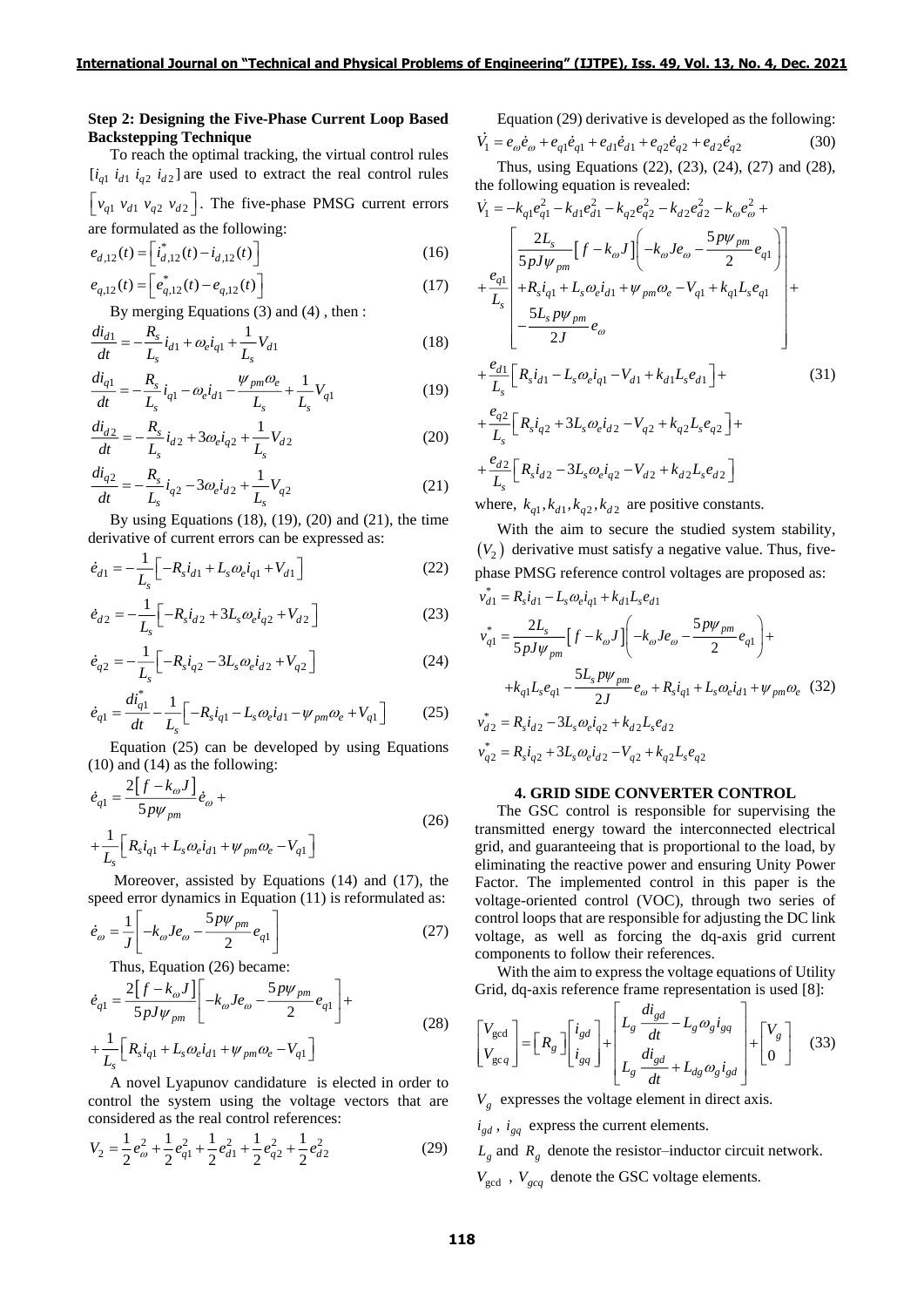**Step 2: Designing the Five-Phase Current Loop Based Backstepping Technique**

To reach the optimal tracking, the virtual control rules $[i_{q1}\ i_{d1}\ i_{q2}\ i_{d2}]$ are used to extract the real control rules $\left[v_{q1}\ v_{d1}\ v_{q2}\ v_{d2}\right]$. The five-phase PMSG current errors are formulated as the following:

$$e_{d,12}(t) = \left[i^{*}_{d,12}(t) - i_{d,12}(t)\right] \tag{16}$$

$$e_{q,12}(t) = \left[e^{*}_{q,12}(t) - e_{q,12}(t)\right] \tag{17}$$

By merging Equations (3) and (4) , then :

$$\frac{di_{d1}}{dt} = -\frac{R_s}{L_s} i_{d1} + \omega_e i_{q1} + \frac{1}{L_s} V_{d1} \tag{18}$$

$$\frac{di_{q1}}{dt} = -\frac{R_s}{L_s} i_{q1} - \omega_e i_{d1} - \frac{\psi_{pm}\omega_e}{L_s} + \frac{1}{L_s} V_{q1} \tag{19}$$

$$\frac{di_{d2}}{dt} = -\frac{R_s}{L_s} i_{d2} + 3\omega_e i_{q2} + \frac{1}{L_s} V_{d2} \tag{20}$$

$$\frac{di_{q2}}{dt} = -\frac{R_s}{L_s} i_{q2} - 3\omega_e i_{d2} + \frac{1}{L_s} V_{q2} \tag{21}$$

By using Equations (18), (19), (20) and (21), the time derivative of current errors can be expressed as:

$$\dot{e}_{d1} = -\frac{1}{L_s}\left[-R_s i_{d1} + L_s \omega_e i_{q1} + V_{d1}\right] \tag{22}$$

$$\dot{e}_{d2} = -\frac{1}{L_s}\left[-R_s i_{d2} + 3L_s \omega_e i_{q2} + V_{d2}\right] \tag{23}$$

$$\dot{e}_{q2} = -\frac{1}{L_s}\left[-R_s i_{q2} - 3L_s \omega_e i_{d2} + V_{q2}\right] \tag{24}$$

$$\dot{e}_{q1} = \frac{di^{*}_{q1}}{dt} - \frac{1}{L_s}\left[-R_s i_{q1} - L_s \omega_e i_{d1} - \psi_{pm}\omega_e + V_{q1}\right] \tag{25}$$

Equation (25) can be developed by using Equations (10) and (14) as the following:

$$\dot{e}_{q1} = \frac{2\left[f - k_\omega J\right]}{5p\psi_{pm}}\dot{e}_\omega + \frac{1}{L_s}\left[R_s i_{q1} + L_s \omega_e i_{d1} + \psi_{pm}\omega_e - V_{q1}\right] \tag{26}$$

Moreover, assisted by Equations (14) and (17), the speed error dynamics in Equation (11) is reformulated as:

$$\dot{e}_\omega = \frac{1}{J}\left[-k_\omega J e_\omega - \frac{5p\psi_{pm}}{2} e_{q1}\right] \tag{27}$$

Thus, Equation (26) became:

$$\dot{e}_{q1} = \frac{2\left[f - k_\omega J\right]}{5pJ\psi_{pm}}\left[-k_\omega J e_\omega - \frac{5p\psi_{pm}}{2} e_{q1}\right] + \frac{1}{L_s}\left[R_s i_{q1} + L_s \omega_e i_{d1} + \psi_{pm}\omega_e - V_{q1}\right] \tag{28}$$

A novel Lyapunov candidature is elected in order to control the system using the voltage vectors that are considered as the real control references:

$$V_2 = \frac{1}{2}e_\omega^2 + \frac{1}{2}e_{q1}^2 + \frac{1}{2}e_{d1}^2 + \frac{1}{2}e_{q2}^2 + \frac{1}{2}e_{d2}^2 \tag{29}$$

Equation (29) derivative is developed as the following:

$$\dot{V}_1 = e_\omega \dot{e}_\omega + e_{q1}\dot{e}_{q1} + e_{d1}\dot{e}_{d1} + e_{q2}\dot{e}_{q2} + e_{d2}\dot{e}_{q2} \tag{30}$$

Thus, using Equations (22), (23), (24), (27) and (28), the following equation is revealed:

$$\begin{aligned}
\dot{V}_1 = & -k_{q1}e_{q1}^2 - k_{d1}e_{d1}^2 - k_{q2}e_{q2}^2 - k_{d2}e_{d2}^2 - k_\omega e_\omega^2 + \\
& + \frac{e_{q1}}{L_s}\left[\begin{array}{l} \frac{2L_s}{5pJ\psi_{pm}}\left[f - k_\omega J\right]\left(-k_\omega J e_\omega - \frac{5p\psi_{pm}}{2}e_{q1}\right) \\ + R_s i_{q1} + L_s\omega_e i_{d1} + \psi_{pm}\omega_e - V_{q1} + k_{q1}L_s e_{q1} \\ - \frac{5L_s p\psi_{pm}}{2J}e_\omega \end{array}\right] + \\
& + \frac{e_{d1}}{L_s}\left[R_s i_{d1} - L_s\omega_e i_{q1} - V_{d1} + k_{d1}L_s e_{d1}\right] + \\
& + \frac{e_{q2}}{L_s}\left[R_s i_{q2} + 3L_s\omega_e i_{d2} - V_{q2} + k_{q2}L_s e_{q2}\right] + \\
& + \frac{e_{d2}}{L_s}\left[R_s i_{d2} - 3L_s\omega_e i_{q2} - V_{d2} + k_{d2}L_s e_{d2}\right]
\end{aligned} \tag{31}$$

where, $k_{q1}, k_{d1}, k_{q2}, k_{d2}$ are positive constants.

With the aim to secure the studied system stability, $(V_2)$ derivative must satisfy a negative value. Thus, five-phase PMSG reference control voltages are proposed as:

$$\begin{aligned}
v^{*}_{d1} = & R_s i_{d1} - L_s\omega_e i_{q1} + k_{d1}L_s e_{d1} \\
v^{*}_{q1} = & \frac{2L_s}{5pJ\psi_{pm}}\left[f - k_\omega J\right]\left(-k_\omega J e_\omega - \frac{5p\psi_{pm}}{2}e_{q1}\right) + \\
& + k_{q1}L_s e_{q1} - \frac{5L_s p\psi_{pm}}{2J}e_\omega + R_s i_{q1} + L_s\omega_e i_{d1} + \psi_{pm}\omega_e \\
v^{*}_{d2} = & R_s i_{d2} - 3L_s\omega_e i_{q2} + k_{d2}L_s e_{d2} \\
v^{*}_{q2} = & R_s i_{q2} + 3L_s\omega_e i_{d2} - V_{q2} + k_{q2}L_s e_{q2}
\end{aligned} \tag{32}$$

## 4. GRID SIDE CONVERTER CONTROL

The GSC control is responsible for supervising the transmitted energy toward the interconnected electrical grid, and guaranteeing that is proportional to the load, by eliminating the reactive power and ensuring Unity Power Factor. The implemented control in this paper is the voltage-oriented control (VOC), through two series of control loops that are responsible for adjusting the DC link voltage, as well as forcing the dq-axis grid current components to follow their references.

With the aim to express the voltage equations of Utility Grid, dq-axis reference frame representation is used [8]:

$$\begin{bmatrix} V_{gcd} \\ V_{gcq} \end{bmatrix} = \left[R_g\right]\begin{bmatrix} i_{gd} \\ i_{gq} \end{bmatrix} + \begin{bmatrix} L_g \frac{di_{gd}}{dt} - L_g\omega_g i_{gq} \\ L_g \frac{di_{gd}}{dt} + L_{dg}\omega_g i_{gd} \end{bmatrix} + \begin{bmatrix} V_g \\ 0 \end{bmatrix} \tag{33}$$

$V_g$ expresses the voltage element in direct axis.

$i_{gd}$ , $i_{gq}$ express the current elements.

$L_g$ and $R_g$ denote the resistor–inductor circuit network.

$V_{gcd}$ , $V_{gcq}$ denote the GSC voltage elements.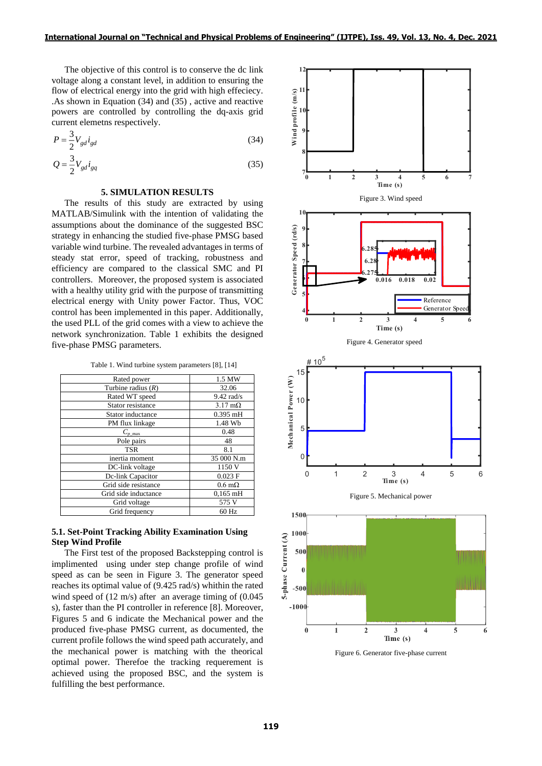The objective of this control is to conserve the dc link voltage along a constant level, in addition to ensuring the flow of electrical energy into the grid with high effeciecy. .As shown in Equation (34) and (35) , active and reactive powers are controlled by controlling the dq-axis grid current elemetns respectively.

$$P = \frac{3}{2} V_{gd} i_{gd} \tag{34}$$

$$Q = \frac{3}{2} V_{gd} i_{gq} \tag{35}$$

## 5. SIMULATION RESULTS

The results of this study are extracted by using MATLAB/Simulink with the intention of validating the assumptions about the dominance of the suggested BSC strategy in enhancing the studied five-phase PMSG based variable wind turbine. The revealed advantages in terms of steady stat error, speed of tracking, robustness and efficiency are compared to the classical SMC and PI controllers. Moreover, the proposed system is associated with a healthy utility grid with the purpose of transmitting electrical energy with Unity power Factor. Thus, VOC control has been implemented in this paper. Additionally, the used PLL of the grid comes with a view to achieve the network synchronization. Table 1 exhibits the designed five-phase PMSG parameters.

Table 1. Wind turbine system parameters [8], [14]

| Parameter | Value |
|---|---|
| Rated power | 1.5 MW |
| Turbine radius (*R*) | 32.06 |
| Rated WT speed | 9.42 rad/s |
| Stator resistance | 3.17 mΩ |
| Stator inductance | 0.395 mH |
| PM flux linkage | 1.48 Wb |
| $C_{p\_max}$ | 0.48 |
| Pole pairs | 48 |
| TSR | 8.1 |
| inertia moment | 35 000 N.m |
| DC-link voltage | 1150 V |
| Dc-link Capacitor | 0.023 F |
| Grid side resistance | 0.6 mΩ |
| Grid side inductance | 0,165 mH |
| Grid voltage | 575 V |
| Grid frequency | 60 Hz |

### 5.1. Set-Point Tracking Ability Examination Using Step Wind Profile

The First test of the proposed Backstepping control is implimented using under step change profile of wind speed as can be seen in Figure 3. The generator speed reaches its optimal value of (9.425 rad/s) whithin the rated wind speed of (12 m/s) after an average timing of (0.045 s), faster than the PI controller in reference [8]. Moreover, Figures 5 and 6 indicate the Mechanical power and the produced five-phase PMSG current, as documented, the current profile follows the wind speed path accurately, and the mechanical power is matching with the theorical optimal power. Therefore the tracking requerement is achieved using the proposed BSC, and the system is fulfilling the best performance.

Figure 3. Wind speed

Figure 4. Generator speed

Figure 5. Mechanical power

Figure 6. Generator five-phase current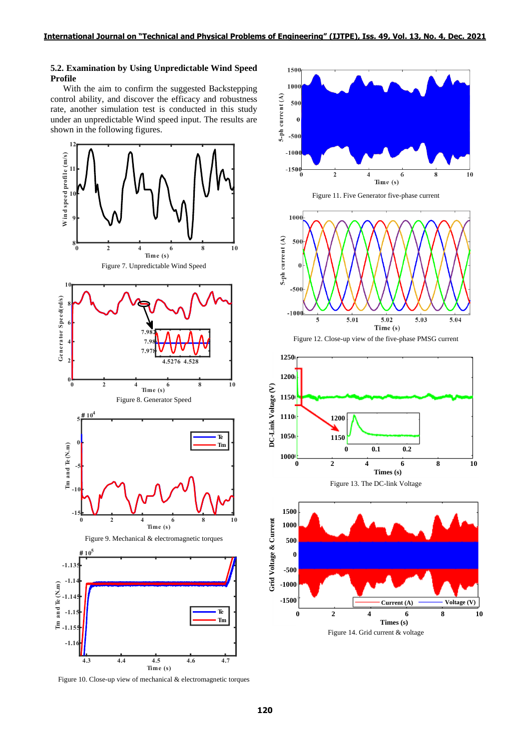### 5.2. Examination by Using Unpredictable Wind Speed Profile

With the aim to confirm the suggested Backstepping control ability, and discover the efficacy and robustness rate, another simulation test is conducted in this study under an unpredictable Wind speed input. The results are shown in the following figures.

Figure 7. Unpredictable Wind Speed

Figure 8. Generator Speed

Figure 9. Mechanical & electromagnetic torques

Figure 10. Close-up view of mechanical & electromagnetic torques

Figure 11. Five Generator five-phase current

Figure 12. Close-up view of the five-phase PMSG current

Figure 13. The DC-link Voltage

Figure 14. Grid current & voltage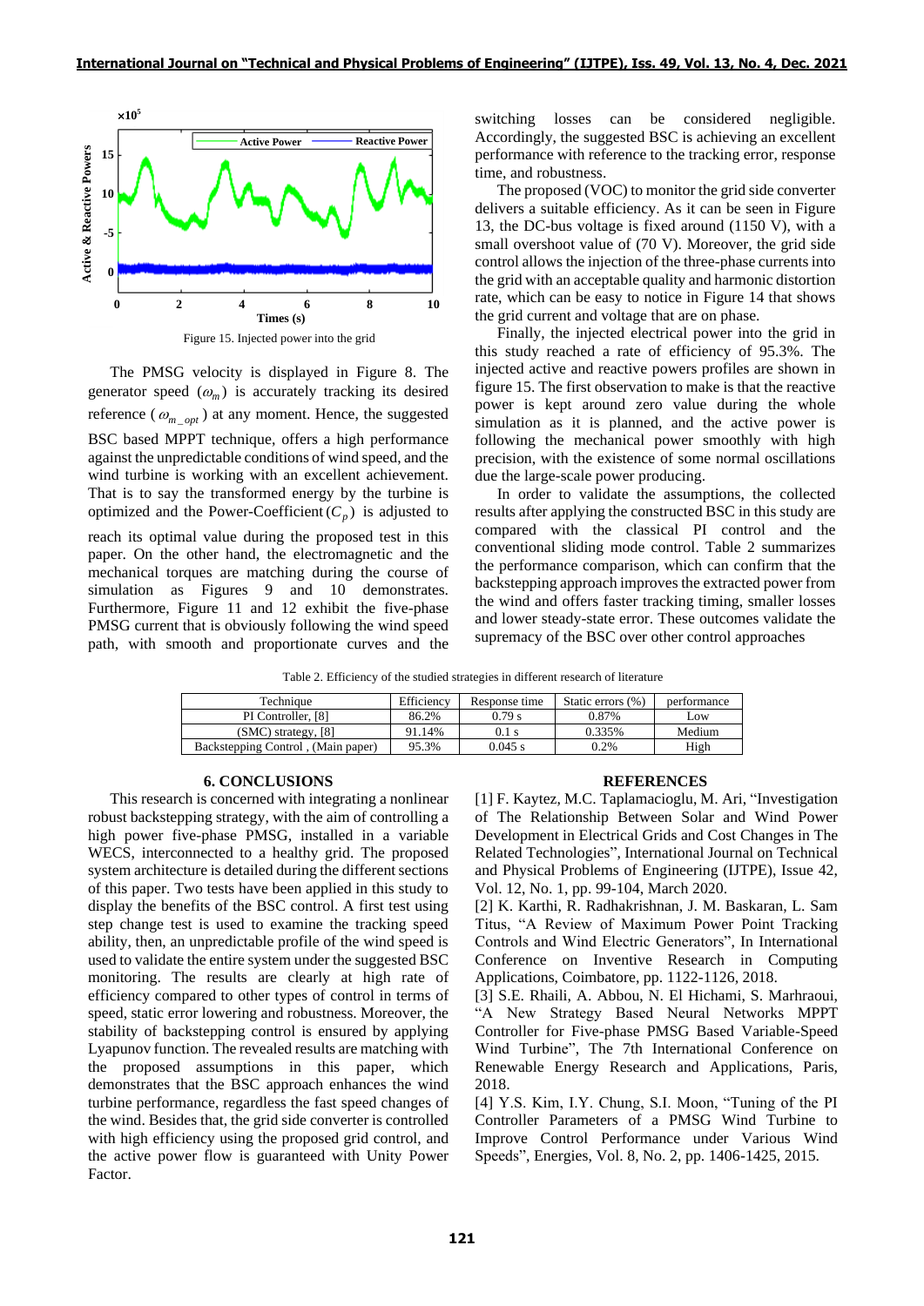Figure 15. Injected power into the grid

The PMSG velocity is displayed in Figure 8. The generator speed ($\omega_m$) is accurately tracking its desired reference ($\omega_{m\_opt}$) at any moment. Hence, the suggested BSC based MPPT technique, offers a high performance against the unpredictable conditions of wind speed, and the wind turbine is working with an excellent achievement. That is to say the transformed energy by the turbine is optimized and the Power-Coefficient ($C_p$) is adjusted to reach its optimal value during the proposed test in this paper. On the other hand, the electromagnetic and the mechanical torques are matching during the course of simulation as Figures 9 and 10 demonstrates. Furthermore, Figure 11 and 12 exhibit the five-phase PMSG current that is obviously following the wind speed path, with smooth and proportionate curves and the switching losses can be considered negligible. Accordingly, the suggested BSC is achieving an excellent performance with reference to the tracking error, response time, and robustness.

The proposed (VOC) to monitor the grid side converter delivers a suitable efficiency. As it can be seen in Figure 13, the DC-bus voltage is fixed around (1150 V), with a small overshoot value of (70 V). Moreover, the grid side control allows the injection of the three-phase currents into the grid with an acceptable quality and harmonic distortion rate, which can be easy to notice in Figure 14 that shows the grid current and voltage that are on phase.

Finally, the injected electrical power into the grid in this study reached a rate of efficiency of 95.3%. The injected active and reactive powers profiles are shown in figure 15. The first observation to make is that the reactive power is kept around zero value during the whole simulation as it is planned, and the active power is following the mechanical power smoothly with high precision, with the existence of some normal oscillations due the large-scale power producing.

In order to validate the assumptions, the collected results after applying the constructed BSC in this study are compared with the classical PI control and the conventional sliding mode control. Table 2 summarizes the performance comparison, which can confirm that the backstepping approach improves the extracted power from the wind and offers faster tracking timing, smaller losses and lower steady-state error. These outcomes validate the supremacy of the BSC over other control approaches

Table 2. Efficiency of the studied strategies in different research of literature

| Technique | Efficiency | Response time | Static errors (%) | performance |
|---|---|---|---|---|
| PI Controller, [8] | 86.2% | 0.79 s | 0.87% | Low |
| (SMC) strategy, [8] | 91.14% | 0.1 s | 0.335% | Medium |
| Backstepping Control , (Main paper) | 95.3% | 0.045 s | 0.2% | High |

## 6. CONCLUSIONS

This research is concerned with integrating a nonlinear robust backstepping strategy, with the aim of controlling a high power five-phase PMSG, installed in a variable WECS, interconnected to a healthy grid. The proposed system architecture is detailed during the different sections of this paper. Two tests have been applied in this study to display the benefits of the BSC control. A first test using step change test is used to examine the tracking speed ability, then, an unpredictable profile of the wind speed is used to validate the entire system under the suggested BSC monitoring. The results are clearly at high rate of efficiency compared to other types of control in terms of speed, static error lowering and robustness. Moreover, the stability of backstepping control is ensured by applying Lyapunov function. The revealed results are matching with the proposed assumptions in this paper, which demonstrates that the BSC approach enhances the wind turbine performance, regardless the fast speed changes of the wind. Besides that, the grid side converter is controlled with high efficiency using the proposed grid control, and the active power flow is guaranteed with Unity Power Factor.

## REFERENCES

[1] F. Kaytez, M.C. Taplamacioglu, M. Ari, "Investigation of The Relationship Between Solar and Wind Power Development in Electrical Grids and Cost Changes in The Related Technologies", International Journal on Technical and Physical Problems of Engineering (IJTPE), Issue 42, Vol. 12, No. 1, pp. 99-104, March 2020.

[2] K. Karthi, R. Radhakrishnan, J. M. Baskaran, L. Sam Titus, "A Review of Maximum Power Point Tracking Controls and Wind Electric Generators", In International Conference on Inventive Research in Computing Applications, Coimbatore, pp. 1122-1126, 2018.

[3] S.E. Rhaili, A. Abbou, N. El Hichami, S. Marhraoui, "A New Strategy Based Neural Networks MPPT Controller for Five-phase PMSG Based Variable-Speed Wind Turbine", The 7th International Conference on Renewable Energy Research and Applications, Paris, 2018.

[4] Y.S. Kim, I.Y. Chung, S.I. Moon, "Tuning of the PI Controller Parameters of a PMSG Wind Turbine to Improve Control Performance under Various Wind Speeds", Energies, Vol. 8, No. 2, pp. 1406-1425, 2015.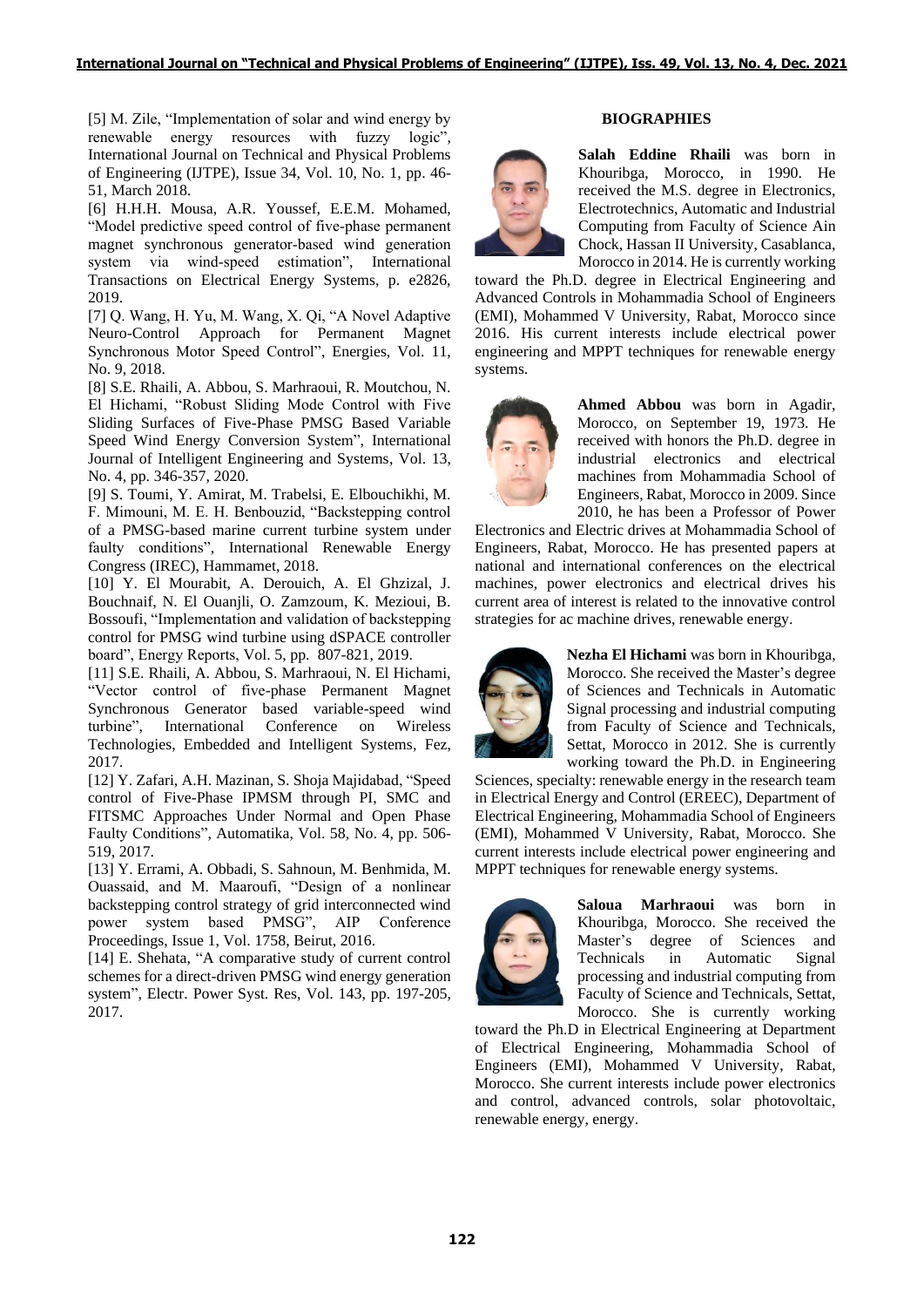[5] M. Zile, "Implementation of solar and wind energy by renewable energy resources with fuzzy logic", International Journal on Technical and Physical Problems of Engineering (IJTPE), Issue 34, Vol. 10, No. 1, pp. 46-51, March 2018.

[6] H.H.H. Mousa, A.R. Youssef, E.E.M. Mohamed, "Model predictive speed control of five-phase permanent magnet synchronous generator-based wind generation system via wind-speed estimation", International Transactions on Electrical Energy Systems, p. e2826, 2019.

[7] Q. Wang, H. Yu, M. Wang, X. Qi, "A Novel Adaptive Neuro-Control Approach for Permanent Magnet Synchronous Motor Speed Control", Energies, Vol. 11, No. 9, 2018.

[8] S.E. Rhaili, A. Abbou, S. Marhraoui, R. Moutchou, N. El Hichami, "Robust Sliding Mode Control with Five Sliding Surfaces of Five-Phase PMSG Based Variable Speed Wind Energy Conversion System", International Journal of Intelligent Engineering and Systems, Vol. 13, No. 4, pp. 346-357, 2020.

[9] S. Toumi, Y. Amirat, M. Trabelsi, E. Elbouchikhi, M. F. Mimouni, M. E. H. Benbouzid, "Backstepping control of a PMSG-based marine current turbine system under faulty conditions", International Renewable Energy Congress (IREC), Hammamet, 2018.

[10] Y. El Mourabit, A. Derouich, A. El Ghzizal, J. Bouchnaif, N. El Ouanjli, O. Zamzoum, K. Mezioui, B. Bossoufi, "Implementation and validation of backstepping control for PMSG wind turbine using dSPACE controller board", Energy Reports, Vol. 5, pp. 807-821, 2019.

[11] S.E. Rhaili, A. Abbou, S. Marhraoui, N. El Hichami, "Vector control of five-phase Permanent Magnet Synchronous Generator based variable-speed wind turbine", International Conference on Wireless Technologies, Embedded and Intelligent Systems, Fez, 2017.

[12] Y. Zafari, A.H. Mazinan, S. Shoja Majidabad, "Speed control of Five-Phase IPMSM through PI, SMC and FITSMC Approaches Under Normal and Open Phase Faulty Conditions", Automatika, Vol. 58, No. 4, pp. 506-519, 2017.

[13] Y. Errami, A. Obbadi, S. Sahnoun, M. Benhmida, M. Ouassaid, and M. Maaroufi, "Design of a nonlinear backstepping control strategy of grid interconnected wind power system based PMSG", AIP Conference Proceedings, Issue 1, Vol. 1758, Beirut, 2016.

[14] E. Shehata, "A comparative study of current control schemes for a direct-driven PMSG wind energy generation system", Electr. Power Syst. Res, Vol. 143, pp. 197-205, 2017.

## BIOGRAPHIES

**Salah Eddine Rhaili** was born in Khouribga, Morocco, in 1990. He received the M.S. degree in Electronics, Electrotechnics, Automatic and Industrial Computing from Faculty of Science Ain Chock, Hassan II University, Casablanca, Morocco in 2014. He is currently working toward the Ph.D. degree in Electrical Engineering and Advanced Controls in Mohammadia School of Engineers (EMI), Mohammed V University, Rabat, Morocco since 2016. His current interests include electrical power engineering and MPPT techniques for renewable energy systems.

**Ahmed Abbou** was born in Agadir, Morocco, on September 19, 1973. He received with honors the Ph.D. degree in industrial electronics and electrical machines from Mohammadia School of Engineers, Rabat, Morocco in 2009. Since 2010, he has been a Professor of Power Electronics and Electric drives at Mohammadia School of Engineers, Rabat, Morocco. He has presented papers at national and international conferences on the electrical machines, power electronics and electrical drives his current area of interest is related to the innovative control strategies for ac machine drives, renewable energy.

**Nezha El Hichami** was born in Khouribga, Morocco. She received the Master's degree of Sciences and Technicals in Automatic Signal processing and industrial computing from Faculty of Science and Technicals, Settat, Morocco in 2012. She is currently working toward the Ph.D. in Engineering Sciences, specialty: renewable energy in the research team in Electrical Energy and Control (EREEC), Department of Electrical Engineering, Mohammadia School of Engineers (EMI), Mohammed V University, Rabat, Morocco. She current interests include electrical power engineering and MPPT techniques for renewable energy systems.

**Saloua Marhraoui** was born in Khouribga, Morocco. She received the Master's degree of Sciences and Technicals in Automatic Signal processing and industrial computing from Faculty of Science and Technicals, Settat, Morocco. She is currently working toward the Ph.D in Electrical Engineering at Department of Electrical Engineering, Mohammadia School of Engineers (EMI), Mohammed V University, Rabat, Morocco. She current interests include power electronics and control, advanced controls, solar photovoltaic, renewable energy, energy.